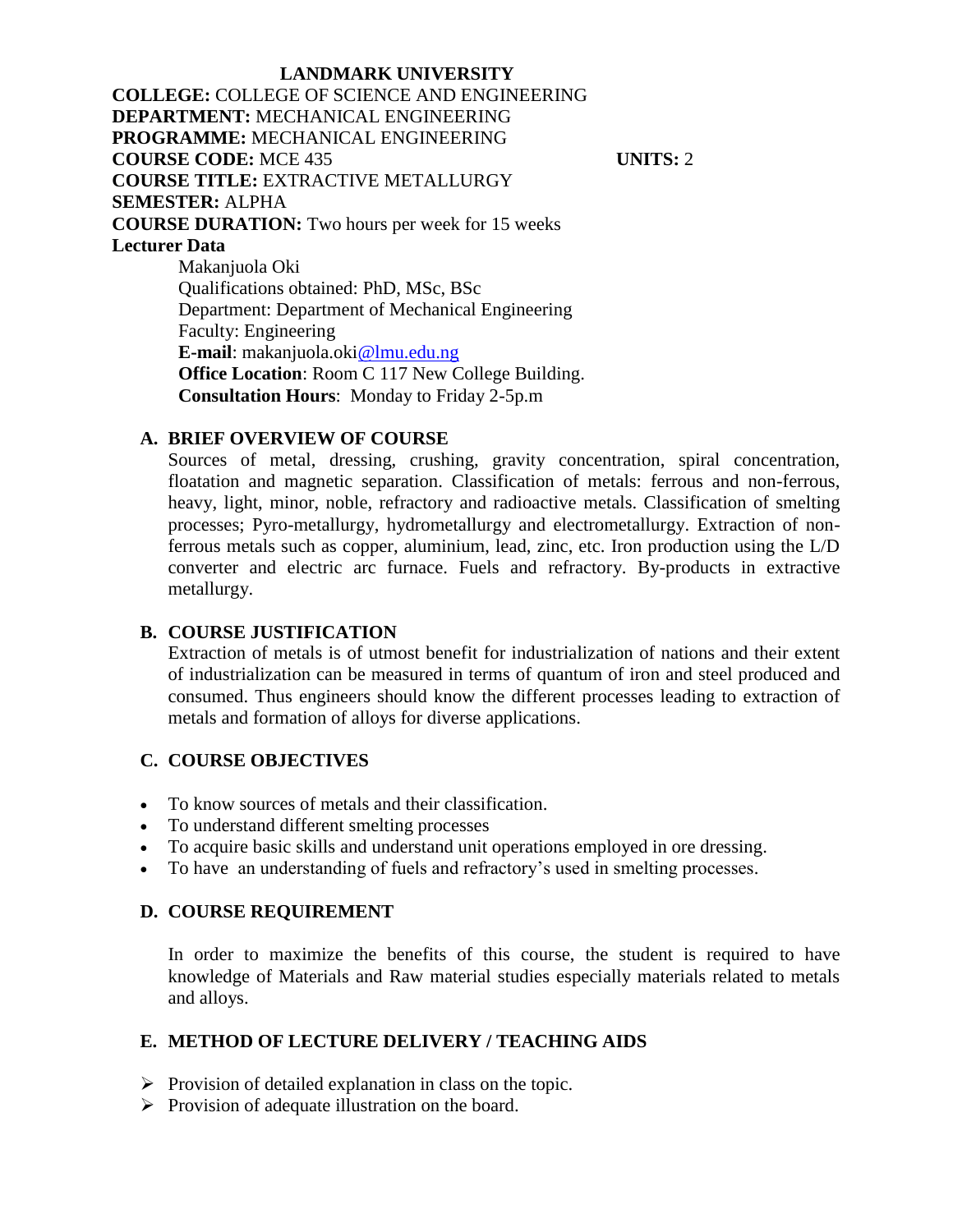# LANDMARK UNIVERSITY

**COLLEGE:** COLLEGE OF SCIENCE AND ENGINEERING
**DEPARTMENT:** MECHANICAL ENGINEERING
**PROGRAMME:** MECHANICAL ENGINEERING
**COURSE CODE:** MCE 435 **UNITS:** 2
**COURSE TITLE:** EXTRACTIVE METALLURGY
**SEMESTER:** ALPHA
**COURSE DURATION:** Two hours per week for 15 weeks
**Lecturer Data**

Makanjuola Oki
Qualifications obtained: PhD, MSc, BSc
Department: Department of Mechanical Engineering
Faculty: Engineering
**E-mail**: makanjuola.oki@lmu.edu.ng
**Office Location**: Room C 117 New College Building.
**Consultation Hours**: Monday to Friday 2-5p.m

## A. BRIEF OVERVIEW OF COURSE

Sources of metal, dressing, crushing, gravity concentration, spiral concentration, floatation and magnetic separation. Classification of metals: ferrous and non-ferrous, heavy, light, minor, noble, refractory and radioactive metals. Classification of smelting processes; Pyro-metallurgy, hydrometallurgy and electrometallurgy. Extraction of non-ferrous metals such as copper, aluminium, lead, zinc, etc. Iron production using the L/D converter and electric arc furnace. Fuels and refractory. By-products in extractive metallurgy.

## B. COURSE JUSTIFICATION

Extraction of metals is of utmost benefit for industrialization of nations and their extent of industrialization can be measured in terms of quantum of iron and steel produced and consumed. Thus engineers should know the different processes leading to extraction of metals and formation of alloys for diverse applications.

## C. COURSE OBJECTIVES

- To know sources of metals and their classification.
- To understand different smelting processes
- To acquire basic skills and understand unit operations employed in ore dressing.
- To have an understanding of fuels and refractory's used in smelting processes.

## D. COURSE REQUIREMENT

In order to maximize the benefits of this course, the student is required to have knowledge of Materials and Raw material studies especially materials related to metals and alloys.

## E. METHOD OF LECTURE DELIVERY / TEACHING AIDS

- Provision of detailed explanation in class on the topic.
- Provision of adequate illustration on the board.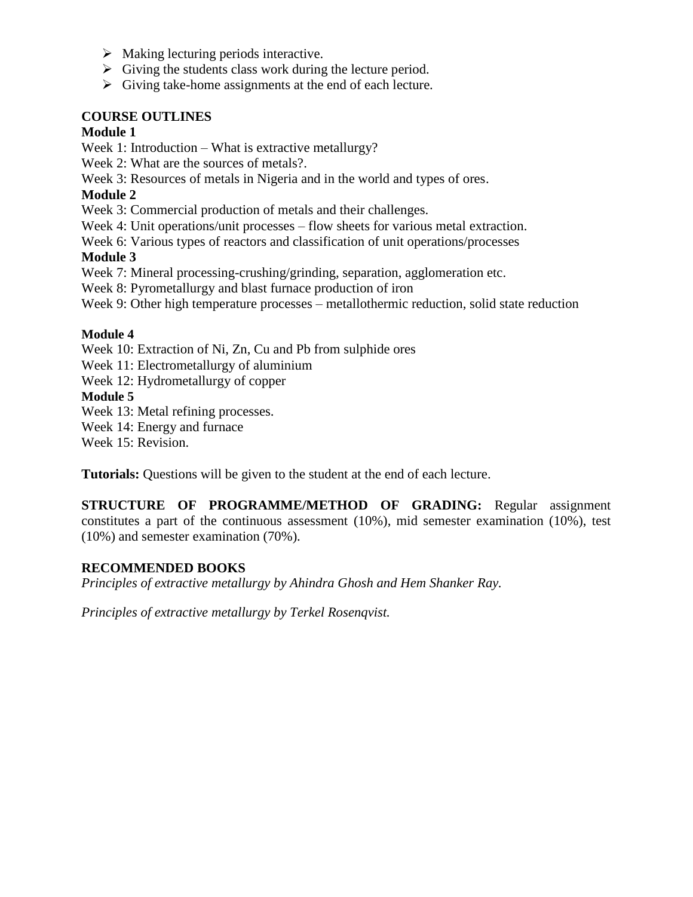- Making lecturing periods interactive.
- Giving the students class work during the lecture period.
- Giving take-home assignments at the end of each lecture.

**COURSE OUTLINES**

**Module 1**

Week 1: Introduction – What is extractive metallurgy?

Week 2: What are the sources of metals?.

Week 3: Resources of metals in Nigeria and in the world and types of ores.

**Module 2**

Week 3: Commercial production of metals and their challenges.

Week 4: Unit operations/unit processes – flow sheets for various metal extraction.

Week 6: Various types of reactors and classification of unit operations/processes

**Module 3**

Week 7: Mineral processing-crushing/grinding, separation, agglomeration etc.

Week 8: Pyrometallurgy and blast furnace production of iron

Week 9: Other high temperature processes – metallothermic reduction, solid state reduction

**Module 4**

Week 10: Extraction of Ni, Zn, Cu and Pb from sulphide ores

Week 11: Electrometallurgy of aluminium

Week 12: Hydrometallurgy of copper

**Module 5**

Week 13: Metal refining processes.

Week 14: Energy and furnace

Week 15: Revision.

**Tutorials:** Questions will be given to the student at the end of each lecture.

**STRUCTURE OF PROGRAMME/METHOD OF GRADING:** Regular assignment constitutes a part of the continuous assessment (10%), mid semester examination (10%), test (10%) and semester examination (70%).

**RECOMMENDED BOOKS**

*Principles of extractive metallurgy by Ahindra Ghosh and Hem Shanker Ray.*

*Principles of extractive metallurgy by Terkel Rosenqvist.*